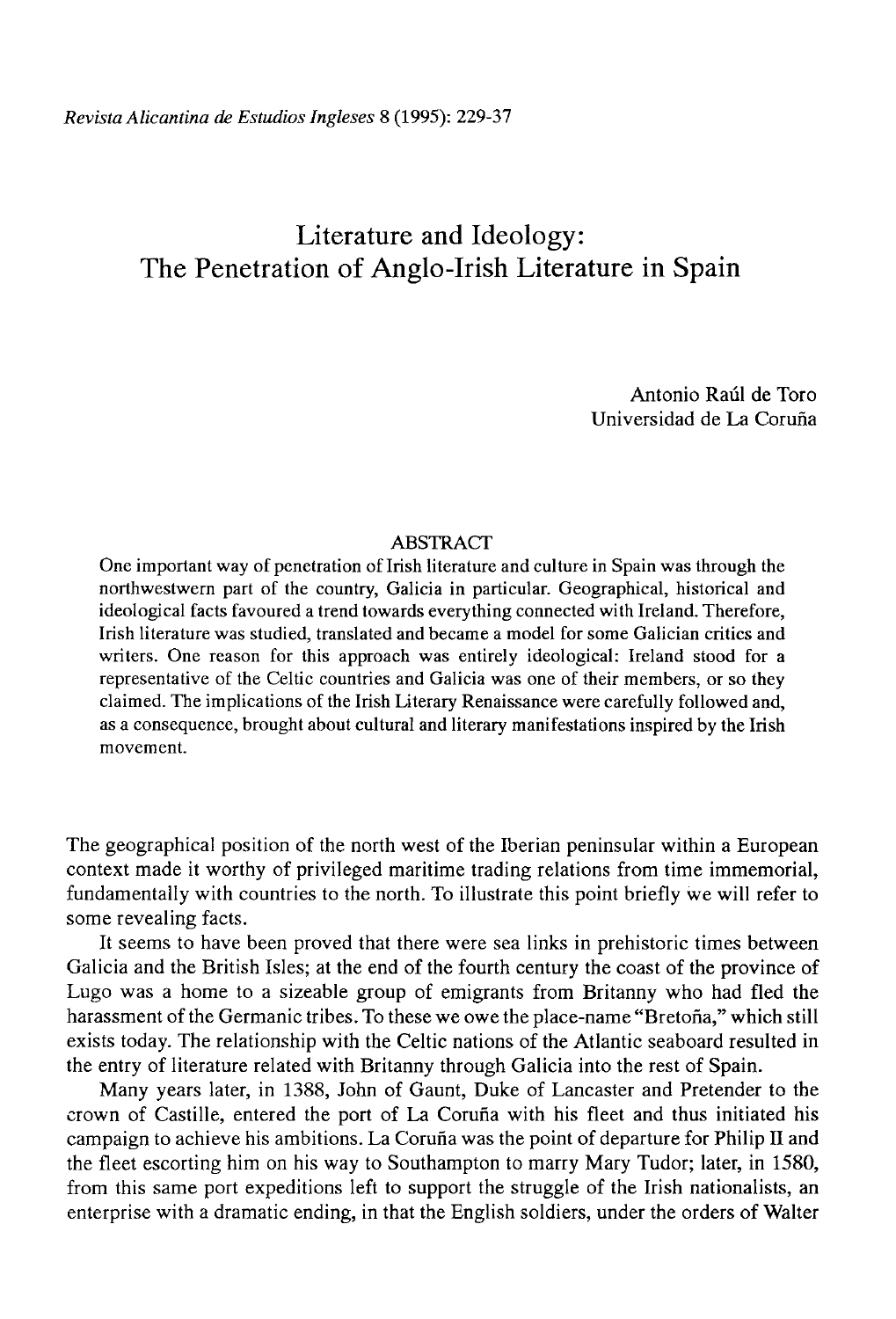# Literature and Ideology: The Penetration of Anglo-Irish Literature in Spain

Antonio Raúl de Toro
Universidad de La Coruña

## ABSTRACT

One important way of penetration of Irish literature and culture in Spain was through the northwestwern part of the country, Galicia in particular. Geographical, historical and ideological facts favoured a trend towards everything connected with Ireland. Therefore, Irish literature was studied, translated and became a model for some Galician critics and writers. One reason for this approach was entirely ideological: Ireland stood for a representative of the Celtic countries and Galicia was one of their members, or so they claimed. The implications of the Irish Literary Renaissance were carefully followed and, as a consequence, brought about cultural and literary manifestations inspired by the Irish movement.

The geographical position of the north west of the Iberian peninsular within a European context made it worthy of privileged maritime trading relations from time immemorial, fundamentally with countries to the north. To illustrate this point briefly we will refer to some revealing facts.

It seems to have been proved that there were sea links in prehistoric times between Galicia and the British Isles; at the end of the fourth century the coast of the province of Lugo was a home to a sizeable group of emigrants from Britanny who had fled the harassment of the Germanic tribes. To these we owe the place-name "Bretoña," which still exists today. The relationship with the Celtic nations of the Atlantic seaboard resulted in the entry of literature related with Britanny through Galicia into the rest of Spain.

Many years later, in 1388, John of Gaunt, Duke of Lancaster and Pretender to the crown of Castille, entered the port of La Coruña with his fleet and thus initiated his campaign to achieve his ambitions. La Coruña was the point of departure for Philip II and the fleet escorting him on his way to Southampton to marry Mary Tudor; later, in 1580, from this same port expeditions left to support the struggle of the Irish nationalists, an enterprise with a dramatic ending, in that the English soldiers, under the orders of Walter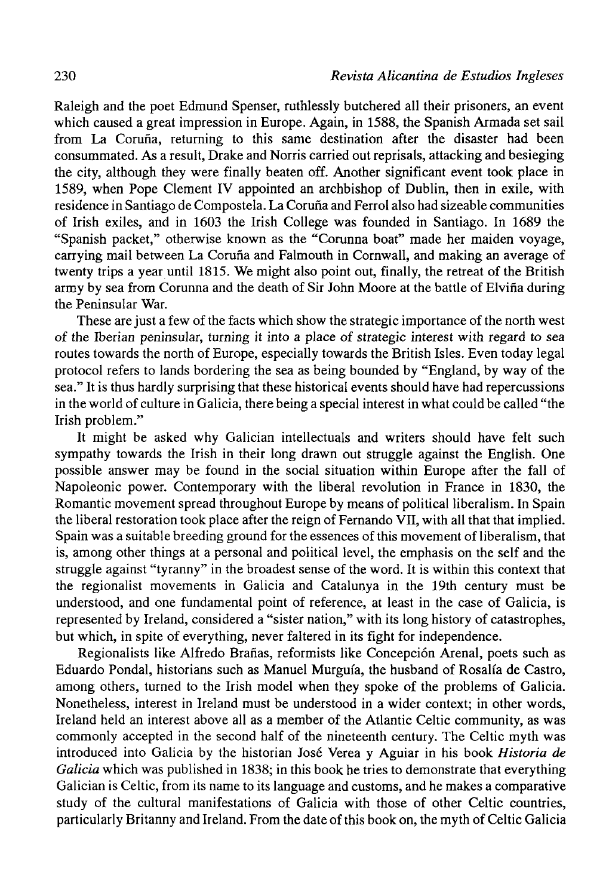Raleigh and the poet Edmund Spenser, ruthlessly butchered all their prisoners, an event which caused a great impression in Europe. Again, in 1588, the Spanish Armada set sail from La Coruña, returning to this same destination after the disaster had been consummated. As a result, Drake and Norris carried out reprisals, attacking and besieging the city, although they were finally beaten off. Another significant event took place in 1589, when Pope Clement IV appointed an archbishop of Dublin, then in exile, with residence in Santiago de Compostela. La Coruña and Ferrol also had sizeable communities of Irish exiles, and in 1603 the Irish College was founded in Santiago. In 1689 the "Spanish packet," otherwise known as the "Corunna boat" made her maiden voyage, carrying mail between La Coruña and Falmouth in Cornwall, and making an average of twenty trips a year until 1815. We might also point out, finally, the retreat of the British army by sea from Corunna and the death of Sir John Moore at the battle of Elviña during the Peninsular War.

These are just a few of the facts which show the strategic importance of the north west of the Iberian peninsular, turning it into a place of strategic interest with regard to sea routes towards the north of Europe, especially towards the British Isles. Even today legal protocol refers to lands bordering the sea as being bounded by "England, by way of the sea." It is thus hardly surprising that these historical events should have had repercussions in the world of culture in Galicia, there being a special interest in what could be called "the Irish problem."

It might be asked why Galician intellectuals and writers should have felt such sympathy towards the Irish in their long drawn out struggle against the English. One possible answer may be found in the social situation within Europe after the fall of Napoleonic power. Contemporary with the liberal revolution in France in 1830, the Romantic movement spread throughout Europe by means of political liberalism. In Spain the liberal restoration took place after the reign of Fernando VII, with all that that implied. Spain was a suitable breeding ground for the essences of this movement of liberalism, that is, among other things at a personal and political level, the emphasis on the self and the struggle against "tyranny" in the broadest sense of the word. It is within this context that the regionalist movements in Galicia and Catalunya in the 19th century must be understood, and one fundamental point of reference, at least in the case of Galicia, is represented by Ireland, considered a "sister nation," with its long history of catastrophes, but which, in spite of everything, never faltered in its fight for independence.

Regionalists like Alfredo Brañas, reformists like Concepción Arenal, poets such as Eduardo Pondal, historians such as Manuel Murguía, the husband of Rosalía de Castro, among others, turned to the Irish model when they spoke of the problems of Galicia. Nonetheless, interest in Ireland must be understood in a wider context; in other words, Ireland held an interest above all as a member of the Atlantic Celtic community, as was commonly accepted in the second half of the nineteenth century. The Celtic myth was introduced into Galicia by the historian José Verea y Aguiar in his book *Historia de Galicia* which was published in 1838; in this book he tries to demonstrate that everything Galician is Celtic, from its name to its language and customs, and he makes a comparative study of the cultural manifestations of Galicia with those of other Celtic countries, particularly Britanny and Ireland. From the date of this book on, the myth of Celtic Galicia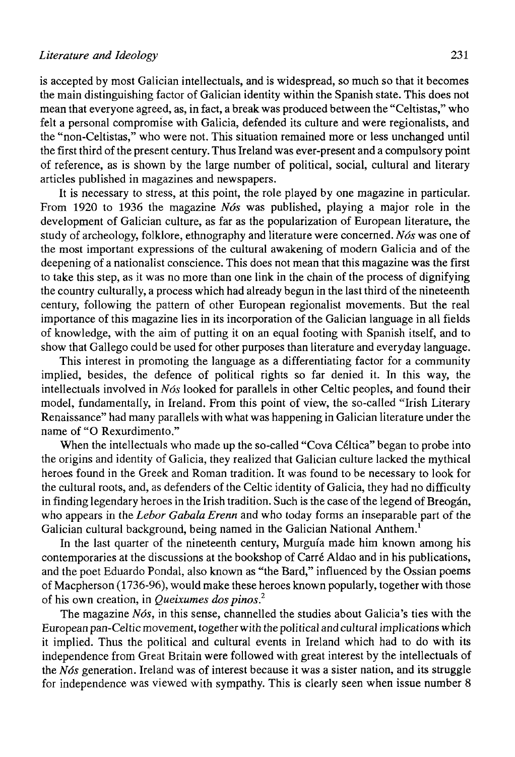is accepted by most Galician intellectuals, and is widespread, so much so that it becomes the main distinguishing factor of Galician identity within the Spanish state. This does not mean that everyone agreed, as, in fact, a break was produced between the "Celtistas," who felt a personal compromise with Galicia, defended its culture and were regionalists, and the "non-Celtistas," who were not. This situation remained more or less unchanged until the first third of the present century. Thus Ireland was ever-present and a compulsory point of reference, as is shown by the large number of political, social, cultural and literary articles published in magazines and newspapers.

It is necessary to stress, at this point, the role played by one magazine in particular. From 1920 to 1936 the magazine *Nós* was published, playing a major role in the development of Galician culture, as far as the popularization of European literature, the study of archeology, folklore, ethnography and literature were concerned. *Nós* was one of the most important expressions of the cultural awakening of modern Galicia and of the deepening of a nationalist conscience. This does not mean that this magazine was the first to take this step, as it was no more than one link in the chain of the process of dignifying the country culturally, a process which had already begun in the last third of the nineteenth century, following the pattern of other European regionalist movements. But the real importance of this magazine lies in its incorporation of the Galician language in all fields of knowledge, with the aim of putting it on an equal footing with Spanish itself, and to show that Gallego could be used for other purposes than literature and everyday language.

This interest in promoting the language as a differentiating factor for a community implied, besides, the defence of political rights so far denied it. In this way, the intellectuals involved in *Nós* looked for parallels in other Celtic peoples, and found their model, fundamentally, in Ireland. From this point of view, the so-called "Irish Literary Renaissance" had many parallels with what was happening in Galician literature under the name of "O Rexurdimento."

When the intellectuals who made up the so-called "Cova Céltica" began to probe into the origins and identity of Galicia, they realized that Galician culture lacked the mythical heroes found in the Greek and Roman tradition. It was found to be necessary to look for the cultural roots, and, as defenders of the Celtic identity of Galicia, they had no difficulty in finding legendary heroes in the Irish tradition. Such is the case of the legend of Breogán, who appears in the *Lebor Gabala Erenn* and who today forms an inseparable part of the Galician cultural background, being named in the Galician National Anthem.[1]

In the last quarter of the nineteenth century, Murguía made him known among his contemporaries at the discussions at the bookshop of Carré Aldao and in his publications, and the poet Eduardo Pondal, also known as "the Bard," influenced by the Ossian poems of Macpherson (1736-96), would make these heroes known popularly, together with those of his own creation, in *Queixumes dos pinos*.[2]

The magazine *Nós*, in this sense, channelled the studies about Galicia's ties with the European pan-Celtic movement, together with the political and cultural implications which it implied. Thus the political and cultural events in Ireland which had to do with its independence from Great Britain were followed with great interest by the intellectuals of the *Nós* generation. Ireland was of interest because it was a sister nation, and its struggle for independence was viewed with sympathy. This is clearly seen when issue number 8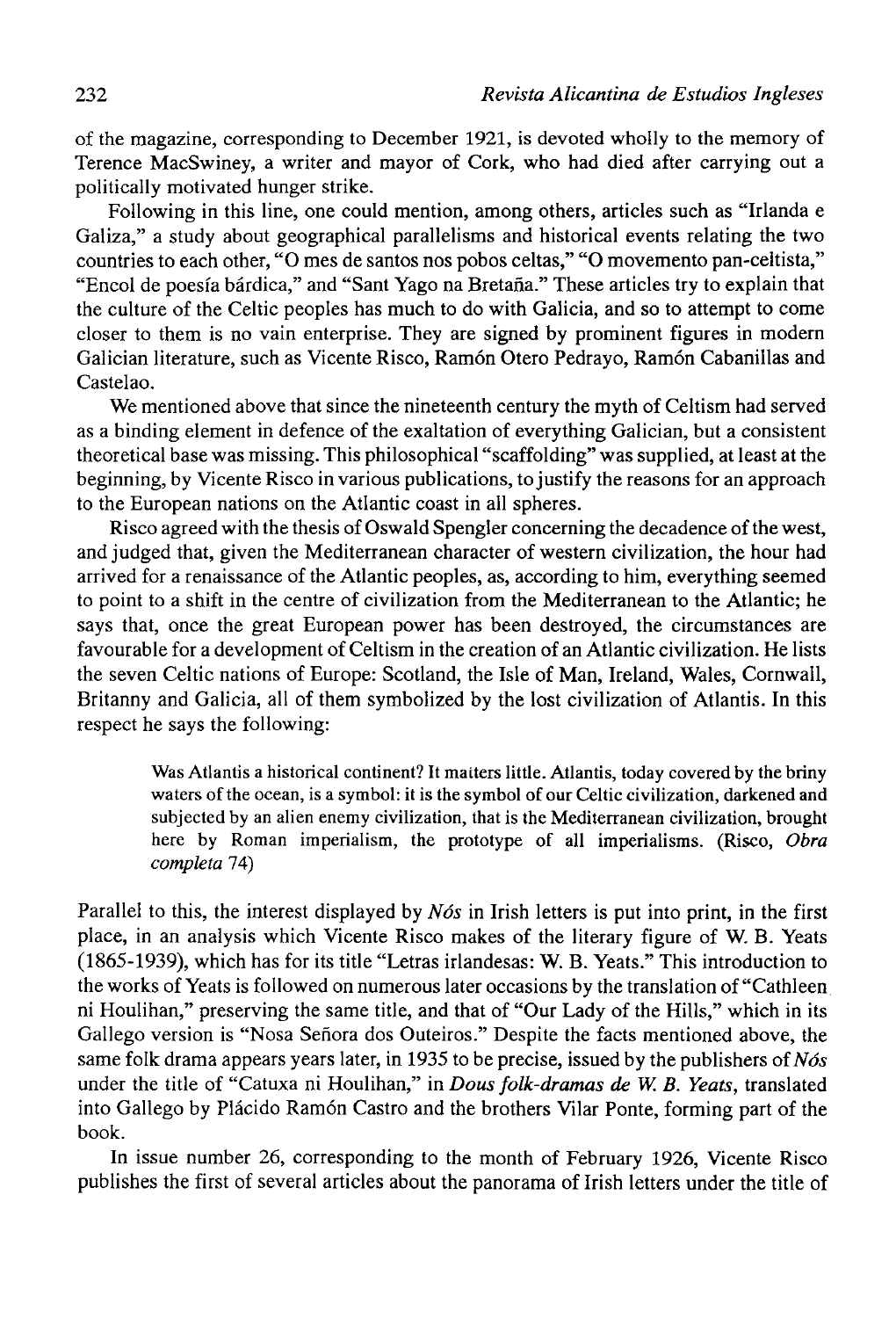of the magazine, corresponding to December 1921, is devoted wholly to the memory of Terence MacSwiney, a writer and mayor of Cork, who had died after carrying out a politically motivated hunger strike.

Following in this line, one could mention, among others, articles such as "Irlanda e Galiza," a study about geographical parallelisms and historical events relating the two countries to each other, "O mes de santos nos pobos celtas," "O movemento pan-celtista," "Encol de poesía bárdica," and "Sant Yago na Bretaña." These articles try to explain that the culture of the Celtic peoples has much to do with Galicia, and so to attempt to come closer to them is no vain enterprise. They are signed by prominent figures in modern Galician literature, such as Vicente Risco, Ramón Otero Pedrayo, Ramón Cabanillas and Castelao.

We mentioned above that since the nineteenth century the myth of Celtism had served as a binding element in defence of the exaltation of everything Galician, but a consistent theoretical base was missing. This philosophical "scaffolding" was supplied, at least at the beginning, by Vicente Risco in various publications, to justify the reasons for an approach to the European nations on the Atlantic coast in all spheres.

Risco agreed with the thesis of Oswald Spengler concerning the decadence of the west, and judged that, given the Mediterranean character of western civilization, the hour had arrived for a renaissance of the Atlantic peoples, as, according to him, everything seemed to point to a shift in the centre of civilization from the Mediterranean to the Atlantic; he says that, once the great European power has been destroyed, the circumstances are favourable for a development of Celtism in the creation of an Atlantic civilization. He lists the seven Celtic nations of Europe: Scotland, the Isle of Man, Ireland, Wales, Cornwall, Britanny and Galicia, all of them symbolized by the lost civilization of Atlantis. In this respect he says the following:

> Was Atlantis a historical continent? It matters little. Atlantis, today covered by the briny waters of the ocean, is a symbol: it is the symbol of our Celtic civilization, darkened and subjected by an alien enemy civilization, that is the Mediterranean civilization, brought here by Roman imperialism, the prototype of all imperialisms. (Risco, *Obra completa* 74)

Parallel to this, the interest displayed by *Nós* in Irish letters is put into print, in the first place, in an analysis which Vicente Risco makes of the literary figure of W. B. Yeats (1865-1939), which has for its title "Letras irlandesas: W. B. Yeats." This introduction to the works of Yeats is followed on numerous later occasions by the translation of "Cathleen ni Houlihan," preserving the same title, and that of "Our Lady of the Hills," which in its Gallego version is "Nosa Señora dos Outeiros." Despite the facts mentioned above, the same folk drama appears years later, in 1935 to be precise, issued by the publishers of *Nós* under the title of "Catuxa ni Houlihan," in *Dous folk-dramas de W. B. Yeats*, translated into Gallego by Plácido Ramón Castro and the brothers Vilar Ponte, forming part of the book.

In issue number 26, corresponding to the month of February 1926, Vicente Risco publishes the first of several articles about the panorama of Irish letters under the title of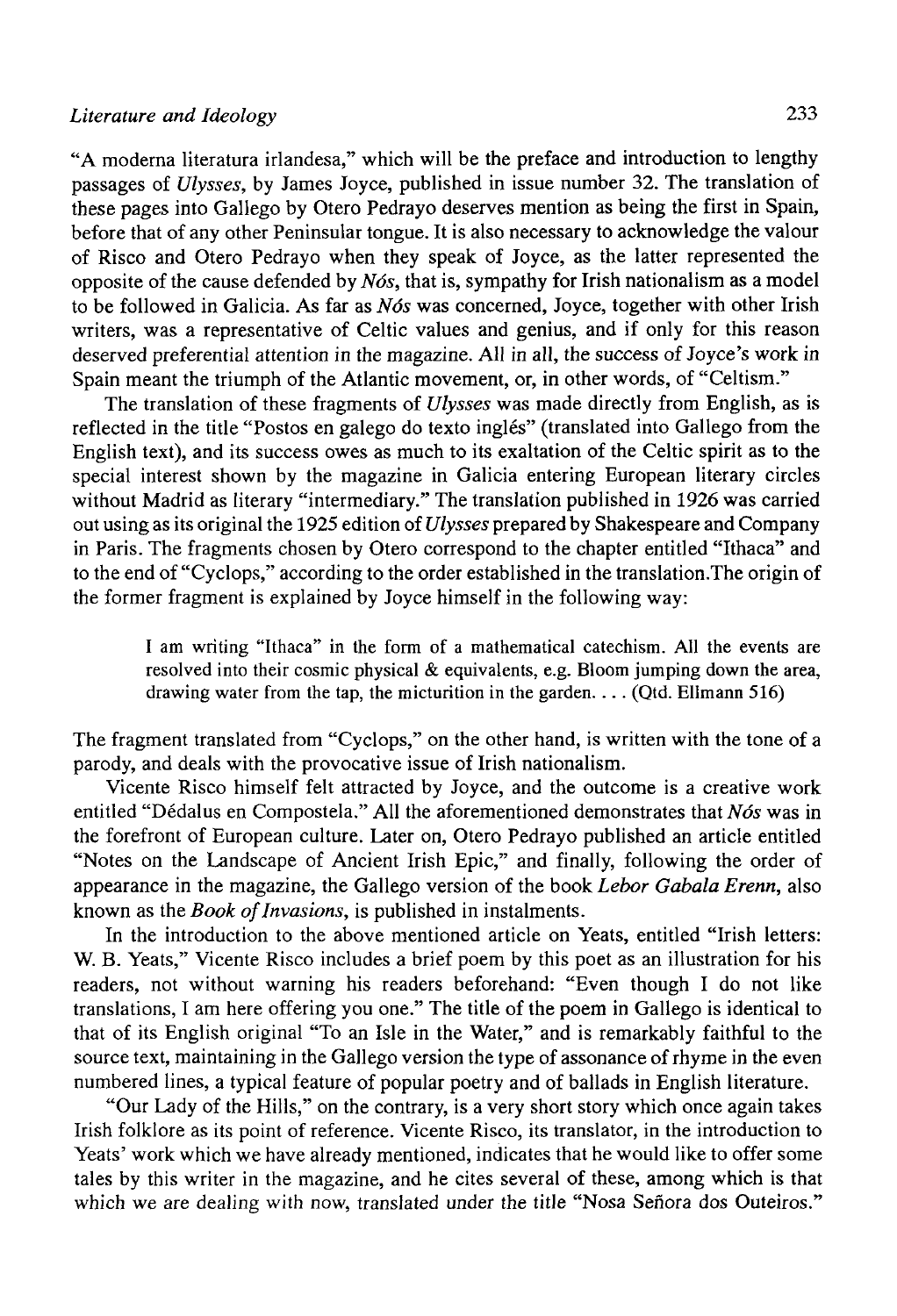"A moderna literatura irlandesa," which will be the preface and introduction to lengthy passages of *Ulysses*, by James Joyce, published in issue number 32. The translation of these pages into Gallego by Otero Pedrayo deserves mention as being the first in Spain, before that of any other Peninsular tongue. It is also necessary to acknowledge the valour of Risco and Otero Pedrayo when they speak of Joyce, as the latter represented the opposite of the cause defended by *Nós*, that is, sympathy for Irish nationalism as a model to be followed in Galicia. As far as *Nós* was concerned, Joyce, together with other Irish writers, was a representative of Celtic values and genius, and if only for this reason deserved preferential attention in the magazine. All in all, the success of Joyce's work in Spain meant the triumph of the Atlantic movement, or, in other words, of "Celtism."

The translation of these fragments of *Ulysses* was made directly from English, as is reflected in the title "Postos en galego do texto inglés" (translated into Gallego from the English text), and its success owes as much to its exaltation of the Celtic spirit as to the special interest shown by the magazine in Galicia entering European literary circles without Madrid as literary "intermediary." The translation published in 1926 was carried out using as its original the 1925 edition of *Ulysses* prepared by Shakespeare and Company in Paris. The fragments chosen by Otero correspond to the chapter entitled "Ithaca" and to the end of "Cyclops," according to the order established in the translation.The origin of the former fragment is explained by Joyce himself in the following way:

> I am writing "Ithaca" in the form of a mathematical catechism. All the events are resolved into their cosmic physical & equivalents, e.g. Bloom jumping down the area, drawing water from the tap, the micturition in the garden. . . . (Qtd. Ellmann 516)

The fragment translated from "Cyclops," on the other hand, is written with the tone of a parody, and deals with the provocative issue of Irish nationalism.

Vicente Risco himself felt attracted by Joyce, and the outcome is a creative work entitled "Dédalus en Compostela." All the aforementioned demonstrates that *Nós* was in the forefront of European culture. Later on, Otero Pedrayo published an article entitled "Notes on the Landscape of Ancient Irish Epic," and finally, following the order of appearance in the magazine, the Gallego version of the book *Lebor Gabala Erenn*, also known as the *Book of Invasions*, is published in instalments.

In the introduction to the above mentioned article on Yeats, entitled "Irish letters: W. B. Yeats," Vicente Risco includes a brief poem by this poet as an illustration for his readers, not without warning his readers beforehand: "Even though I do not like translations, I am here offering you one." The title of the poem in Gallego is identical to that of its English original "To an Isle in the Water," and is remarkably faithful to the source text, maintaining in the Gallego version the type of assonance of rhyme in the even numbered lines, a typical feature of popular poetry and of ballads in English literature.

"Our Lady of the Hills," on the contrary, is a very short story which once again takes Irish folklore as its point of reference. Vicente Risco, its translator, in the introduction to Yeats' work which we have already mentioned, indicates that he would like to offer some tales by this writer in the magazine, and he cites several of these, among which is that which we are dealing with now, translated under the title "Nosa Señora dos Outeiros."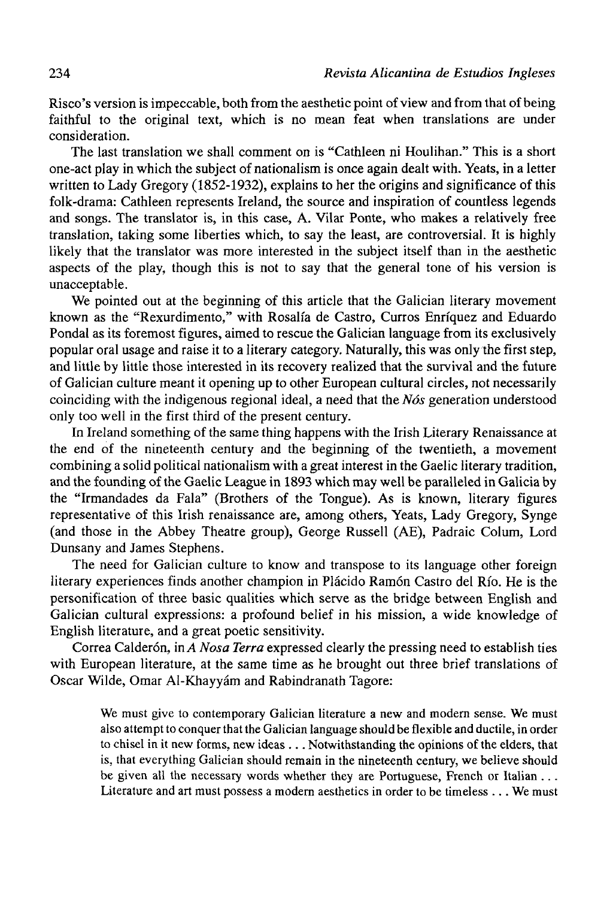Risco's version is impeccable, both from the aesthetic point of view and from that of being faithful to the original text, which is no mean feat when translations are under consideration.

The last translation we shall comment on is "Cathleen ni Houlihan." This is a short one-act play in which the subject of nationalism is once again dealt with. Yeats, in a letter written to Lady Gregory (1852-1932), explains to her the origins and significance of this folk-drama: Cathleen represents Ireland, the source and inspiration of countless legends and songs. The translator is, in this case, A. Vilar Ponte, who makes a relatively free translation, taking some liberties which, to say the least, are controversial. It is highly likely that the translator was more interested in the subject itself than in the aesthetic aspects of the play, though this is not to say that the general tone of his version is unacceptable.

We pointed out at the beginning of this article that the Galician literary movement known as the "Rexurdimento," with Rosalía de Castro, Curros Enríquez and Eduardo Pondal as its foremost figures, aimed to rescue the Galician language from its exclusively popular oral usage and raise it to a literary category. Naturally, this was only the first step, and little by little those interested in its recovery realized that the survival and the future of Galician culture meant it opening up to other European cultural circles, not necessarily coinciding with the indigenous regional ideal, a need that the *Nós* generation understood only too well in the first third of the present century.

In Ireland something of the same thing happens with the Irish Literary Renaissance at the end of the nineteenth century and the beginning of the twentieth, a movement combining a solid political nationalism with a great interest in the Gaelic literary tradition, and the founding of the Gaelic League in 1893 which may well be paralleled in Galicia by the "Irmandades da Fala" (Brothers of the Tongue). As is known, literary figures representative of this Irish renaissance are, among others, Yeats, Lady Gregory, Synge (and those in the Abbey Theatre group), George Russell (AE), Padraic Colum, Lord Dunsany and James Stephens.

The need for Galician culture to know and transpose to its language other foreign literary experiences finds another champion in Plácido Ramón Castro del Río. He is the personification of three basic qualities which serve as the bridge between English and Galician cultural expressions: a profound belief in his mission, a wide knowledge of English literature, and a great poetic sensitivity.

Correa Calderón, in *A Nosa Terra* expressed clearly the pressing need to establish ties with European literature, at the same time as he brought out three brief translations of Oscar Wilde, Omar Al-Khayyám and Rabindranath Tagore:

> We must give to contemporary Galician literature a new and modern sense. We must also attempt to conquer that the Galician language should be flexible and ductile, in order to chisel in it new forms, new ideas . . . Notwithstanding the opinions of the elders, that is, that everything Galician should remain in the nineteenth century, we believe should be given all the necessary words whether they are Portuguese, French or Italian . . . Literature and art must possess a modern aesthetics in order to be timeless . . . We must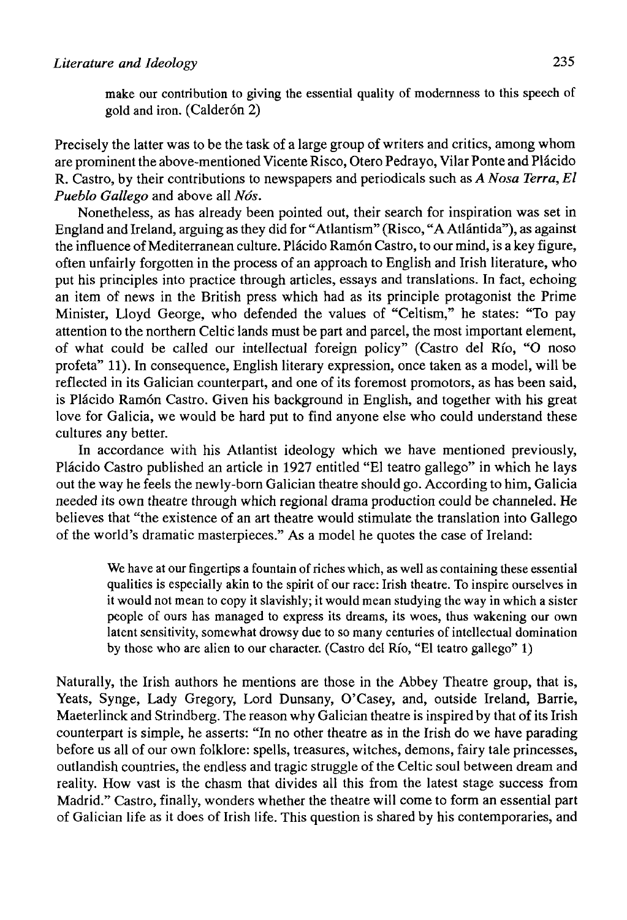make our contribution to giving the essential quality of modernness to this speech of gold and iron. (Calderón 2)

Precisely the latter was to be the task of a large group of writers and critics, among whom are prominent the above-mentioned Vicente Risco, Otero Pedrayo, Vilar Ponte and Plácido R. Castro, by their contributions to newspapers and periodicals such as *A Nosa Terra*, *El Pueblo Gallego* and above all *Nós*.

Nonetheless, as has already been pointed out, their search for inspiration was set in England and Ireland, arguing as they did for "Atlantism" (Risco, "A Atlántida"), as against the influence of Mediterranean culture. Plácido Ramón Castro, to our mind, is a key figure, often unfairly forgotten in the process of an approach to English and Irish literature, who put his principles into practice through articles, essays and translations. In fact, echoing an item of news in the British press which had as its principle protagonist the Prime Minister, Lloyd George, who defended the values of "Celtism," he states: "To pay attention to the northern Celtic lands must be part and parcel, the most important element, of what could be called our intellectual foreign policy" (Castro del Río, "O noso profeta" 11). In consequence, English literary expression, once taken as a model, will be reflected in its Galician counterpart, and one of its foremost promotors, as has been said, is Plácido Ramón Castro. Given his background in English, and together with his great love for Galicia, we would be hard put to find anyone else who could understand these cultures any better.

In accordance with his Atlantist ideology which we have mentioned previously, Plácido Castro published an article in 1927 entitled "El teatro gallego" in which he lays out the way he feels the newly-born Galician theatre should go. According to him, Galicia needed its own theatre through which regional drama production could be channeled. He believes that "the existence of an art theatre would stimulate the translation into Gallego of the world's dramatic masterpieces." As a model he quotes the case of Ireland:

> We have at our fingertips a fountain of riches which, as well as containing these essential qualities is especially akin to the spirit of our race: Irish theatre. To inspire ourselves in it would not mean to copy it slavishly; it would mean studying the way in which a sister people of ours has managed to express its dreams, its woes, thus wakening our own latent sensitivity, somewhat drowsy due to so many centuries of intellectual domination by those who are alien to our character. (Castro del Río, "El teatro gallego" 1)

Naturally, the Irish authors he mentions are those in the Abbey Theatre group, that is, Yeats, Synge, Lady Gregory, Lord Dunsany, O'Casey, and, outside Ireland, Barrie, Maeterlinck and Strindberg. The reason why Galician theatre is inspired by that of its Irish counterpart is simple, he asserts: "In no other theatre as in the Irish do we have parading before us all of our own folklore: spells, treasures, witches, demons, fairy tale princesses, outlandish countries, the endless and tragic struggle of the Celtic soul between dream and reality. How vast is the chasm that divides all this from the latest stage success from Madrid." Castro, finally, wonders whether the theatre will come to form an essential part of Galician life as it does of Irish life. This question is shared by his contemporaries, and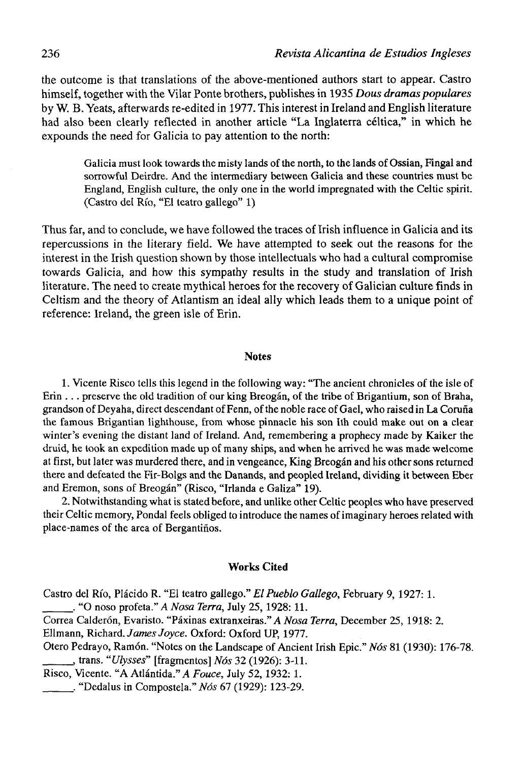the outcome is that translations of the above-mentioned authors start to appear. Castro himself, together with the Vilar Ponte brothers, publishes in 1935 *Dous dramas populares* by W. B. Yeats, afterwards re-edited in 1977. This interest in Ireland and English literature had also been clearly reflected in another article "La Inglaterra céltica," in which he expounds the need for Galicia to pay attention to the north:

> Galicia must look towards the misty lands of the north, to the lands of Ossian, Fingal and sorrowful Deirdre. And the intermediary between Galicia and these countries must be England, English culture, the only one in the world impregnated with the Celtic spirit. (Castro del Río, "El teatro gallego" 1)

Thus far, and to conclude, we have followed the traces of Irish influence in Galicia and its repercussions in the literary field. We have attempted to seek out the reasons for the interest in the Irish question shown by those intellectuals who had a cultural compromise towards Galicia, and how this sympathy results in the study and translation of Irish literature. The need to create mythical heroes for the recovery of Galician culture finds in Celtism and the theory of Atlantism an ideal ally which leads them to a unique point of reference: Ireland, the green isle of Erin.

## Notes

1. Vicente Risco tells this legend in the following way: "The ancient chronicles of the isle of Erin . . . preserve the old tradition of our king Breogán, of the tribe of Brigantium, son of Braha, grandson of Deyaha, direct descendant of Fenn, of the noble race of Gael, who raised in La Coruña the famous Brigantian lighthouse, from whose pinnacle his son Ith could make out on a clear winter's evening the distant land of Ireland. And, remembering a prophecy made by Kaiker the druid, he took an expedition made up of many ships, and when he arrived he was made welcome at first, but later was murdered there, and in vengeance, King Breogán and his other sons returned there and defeated the Fir-Bolgs and the Danands, and peopled Ireland, dividing it between Eber and Eremon, sons of Breogán" (Risco, "Irlanda e Galiza" 19).

2. Notwithstanding what is stated before, and unlike other Celtic peoples who have preserved their Celtic memory, Pondal feels obliged to introduce the names of imaginary heroes related with place-names of the area of Bergantiños.

## Works Cited

Castro del Río, Plácido R. "El teatro gallego." *El Pueblo Gallego*, February 9, 1927: 1.

\_\_\_\_\_. "O noso profeta." *A Nosa Terra*, July 25, 1928: 11.

Correa Calderón, Evaristo. "Páxinas extranxeiras." *A Nosa Terra*, December 25, 1918: 2.

Ellmann, Richard. *James Joyce*. Oxford: Oxford UP, 1977.

Otero Pedrayo, Ramón. "Notes on the Landscape of Ancient Irish Epic." *Nós* 81 (1930): 176-78.

\_\_\_\_\_, trans. "*Ulysses*" [fragmentos] *Nós* 32 (1926): 3-11.

Risco, Vicente. "A Atlántida." *A Fouce*, July 52, 1932: 1.

\_\_\_\_\_. "Dedalus in Compostela." *Nós* 67 (1929): 123-29.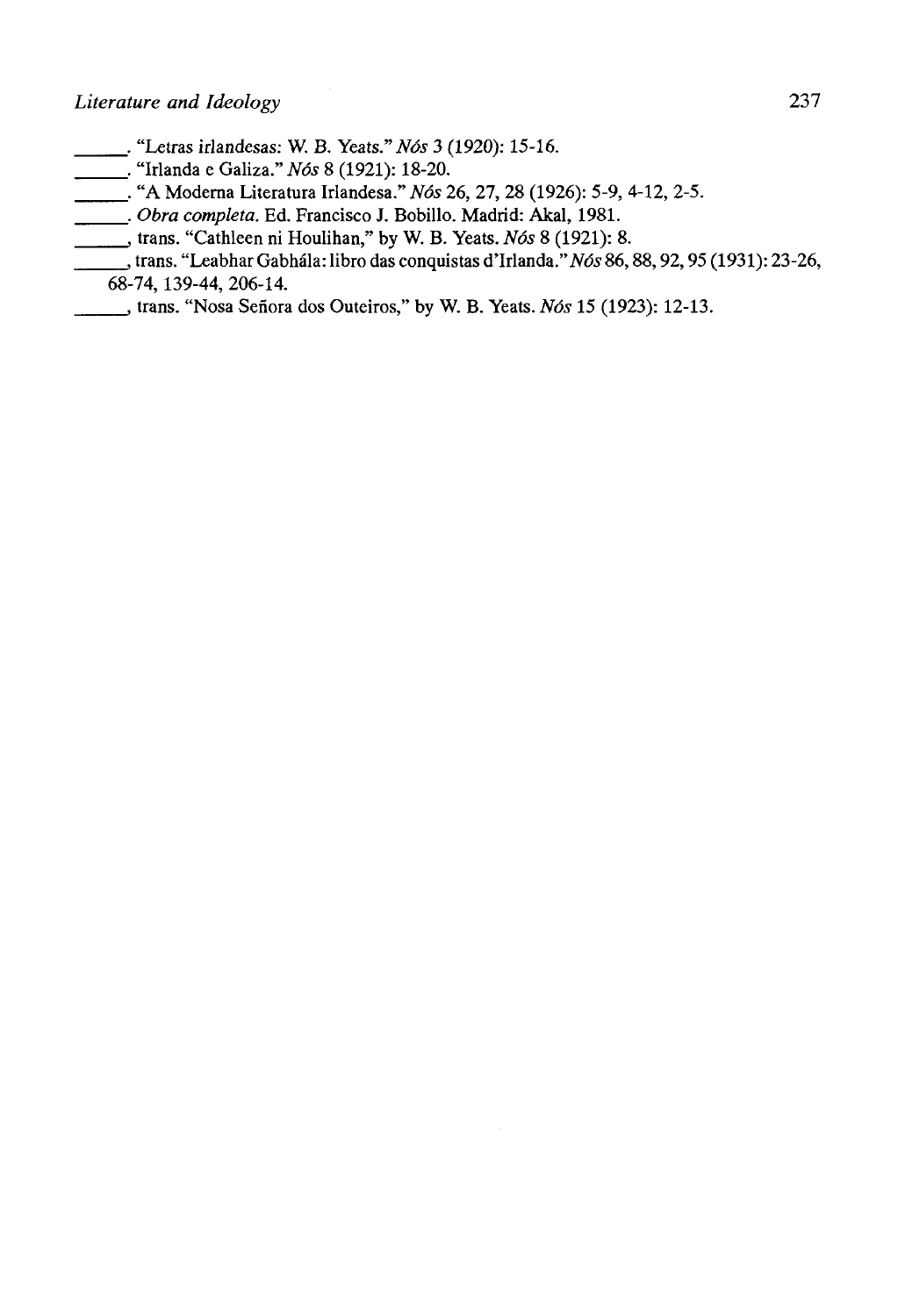______. "Letras irlandesas: W. B. Yeats." *Nós* 3 (1920): 15-16.

______. "Irlanda e Galiza." *Nós* 8 (1921): 18-20.

______. "A Moderna Literatura Irlandesa." *Nós* 26, 27, 28 (1926): 5-9, 4-12, 2-5.

______. *Obra completa.* Ed. Francisco J. Bobillo. Madrid: Akal, 1981.

______, trans. "Cathleen ni Houlihan," by W. B. Yeats. *Nós* 8 (1921): 8.

______, trans. "Leabhar Gabhála: libro das conquistas d'Irlanda." *Nós* 86, 88, 92, 95 (1931): 23-26, 68-74, 139-44, 206-14.

______, trans. "Nosa Señora dos Outeiros," by W. B. Yeats. *Nós* 15 (1923): 12-13.